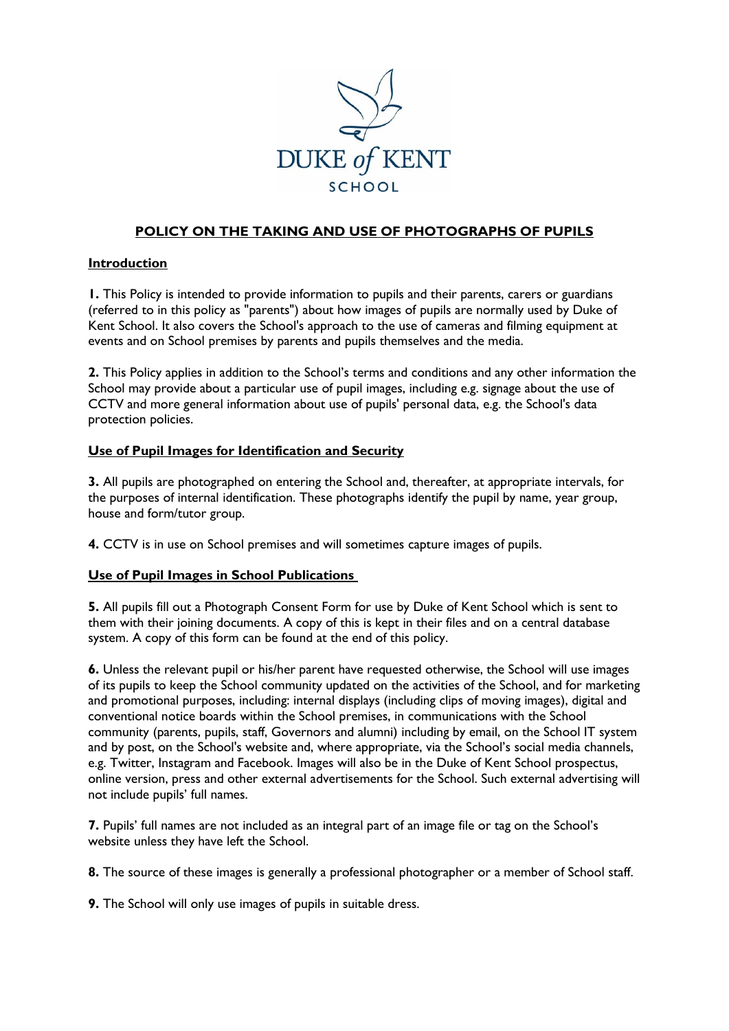DUKE of KENT

SCHOOL

# POLICY ON THE TAKING AND USE OF PHOTOGRAPHS OF PUPILS

## Introduction

**1.** This Policy is intended to provide information to pupils and their parents, carers or guardians (referred to in this policy as "parents") about how images of pupils are normally used by Duke of Kent School. It also covers the School's approach to the use of cameras and filming equipment at events and on School premises by parents and pupils themselves and the media.

**2.** This Policy applies in addition to the School's terms and conditions and any other information the School may provide about a particular use of pupil images, including e.g. signage about the use of CCTV and more general information about use of pupils' personal data, e.g. the School's data protection policies.

## Use of Pupil Images for Identification and Security

**3.** All pupils are photographed on entering the School and, thereafter, at appropriate intervals, for the purposes of internal identification. These photographs identify the pupil by name, year group, house and form/tutor group.

**4.** CCTV is in use on School premises and will sometimes capture images of pupils.

## Use of Pupil Images in School Publications

**5.** All pupils fill out a Photograph Consent Form for use by Duke of Kent School which is sent to them with their joining documents. A copy of this is kept in their files and on a central database system. A copy of this form can be found at the end of this policy.

**6.** Unless the relevant pupil or his/her parent have requested otherwise, the School will use images of its pupils to keep the School community updated on the activities of the School, and for marketing and promotional purposes, including: internal displays (including clips of moving images), digital and conventional notice boards within the School premises, in communications with the School community (parents, pupils, staff, Governors and alumni) including by email, on the School IT system and by post, on the School's website and, where appropriate, via the School's social media channels, e.g. Twitter, Instagram and Facebook. Images will also be in the Duke of Kent School prospectus, online version, press and other external advertisements for the School. Such external advertising will not include pupils' full names.

**7.** Pupils' full names are not included as an integral part of an image file or tag on the School's website unless they have left the School.

**8.** The source of these images is generally a professional photographer or a member of School staff.

**9.** The School will only use images of pupils in suitable dress.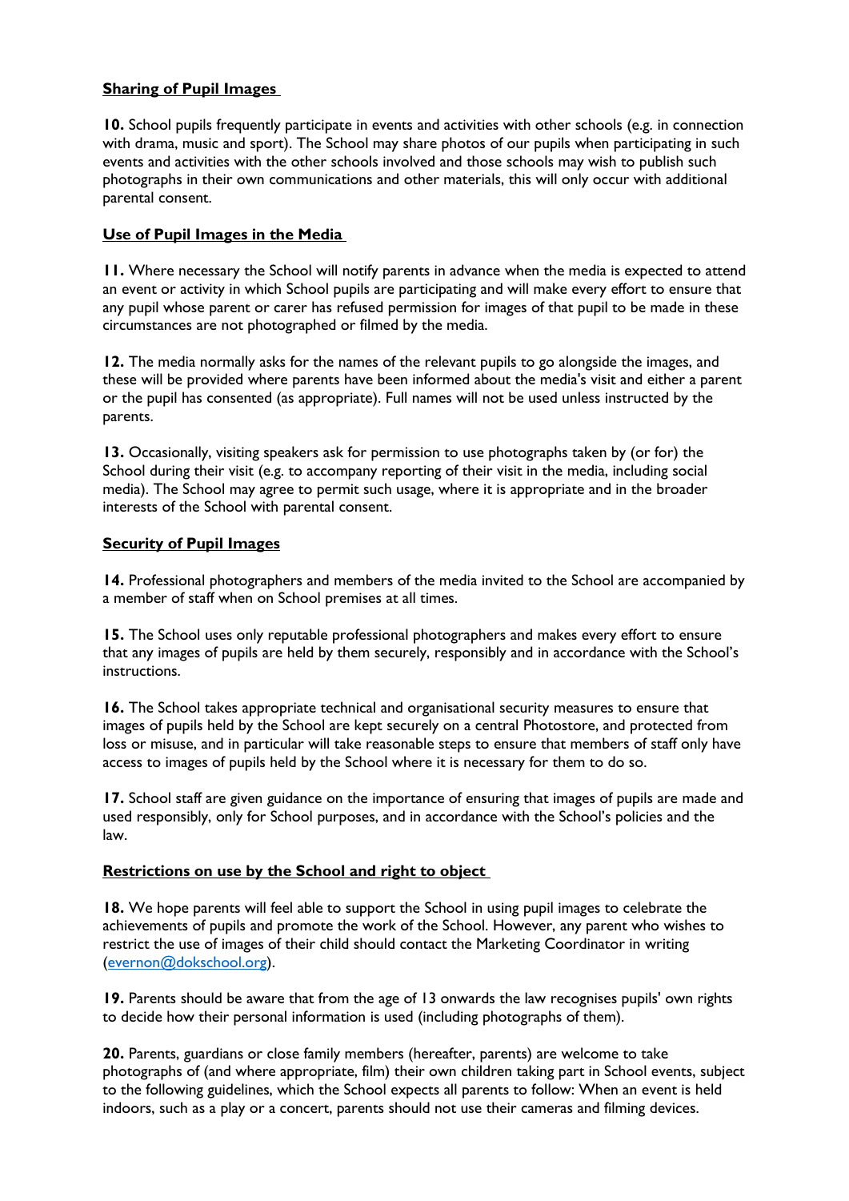**Sharing of Pupil Images**

**10.** School pupils frequently participate in events and activities with other schools (e.g. in connection with drama, music and sport). The School may share photos of our pupils when participating in such events and activities with the other schools involved and those schools may wish to publish such photographs in their own communications and other materials, this will only occur with additional parental consent.

**Use of Pupil Images in the Media**

**11.** Where necessary the School will notify parents in advance when the media is expected to attend an event or activity in which School pupils are participating and will make every effort to ensure that any pupil whose parent or carer has refused permission for images of that pupil to be made in these circumstances are not photographed or filmed by the media.

**12.** The media normally asks for the names of the relevant pupils to go alongside the images, and these will be provided where parents have been informed about the media's visit and either a parent or the pupil has consented (as appropriate). Full names will not be used unless instructed by the parents.

**13.** Occasionally, visiting speakers ask for permission to use photographs taken by (or for) the School during their visit (e.g. to accompany reporting of their visit in the media, including social media). The School may agree to permit such usage, where it is appropriate and in the broader interests of the School with parental consent.

**Security of Pupil Images**

**14.** Professional photographers and members of the media invited to the School are accompanied by a member of staff when on School premises at all times.

**15.** The School uses only reputable professional photographers and makes every effort to ensure that any images of pupils are held by them securely, responsibly and in accordance with the School's instructions.

**16.** The School takes appropriate technical and organisational security measures to ensure that images of pupils held by the School are kept securely on a central Photostore, and protected from loss or misuse, and in particular will take reasonable steps to ensure that members of staff only have access to images of pupils held by the School where it is necessary for them to do so.

**17.** School staff are given guidance on the importance of ensuring that images of pupils are made and used responsibly, only for School purposes, and in accordance with the School's policies and the law.

**Restrictions on use by the School and right to object**

**18.** We hope parents will feel able to support the School in using pupil images to celebrate the achievements of pupils and promote the work of the School. However, any parent who wishes to restrict the use of images of their child should contact the Marketing Coordinator in writing (evernon@dokschool.org).

**19.** Parents should be aware that from the age of 13 onwards the law recognises pupils' own rights to decide how their personal information is used (including photographs of them).

**20.** Parents, guardians or close family members (hereafter, parents) are welcome to take photographs of (and where appropriate, film) their own children taking part in School events, subject to the following guidelines, which the School expects all parents to follow: When an event is held indoors, such as a play or a concert, parents should not use their cameras and filming devices.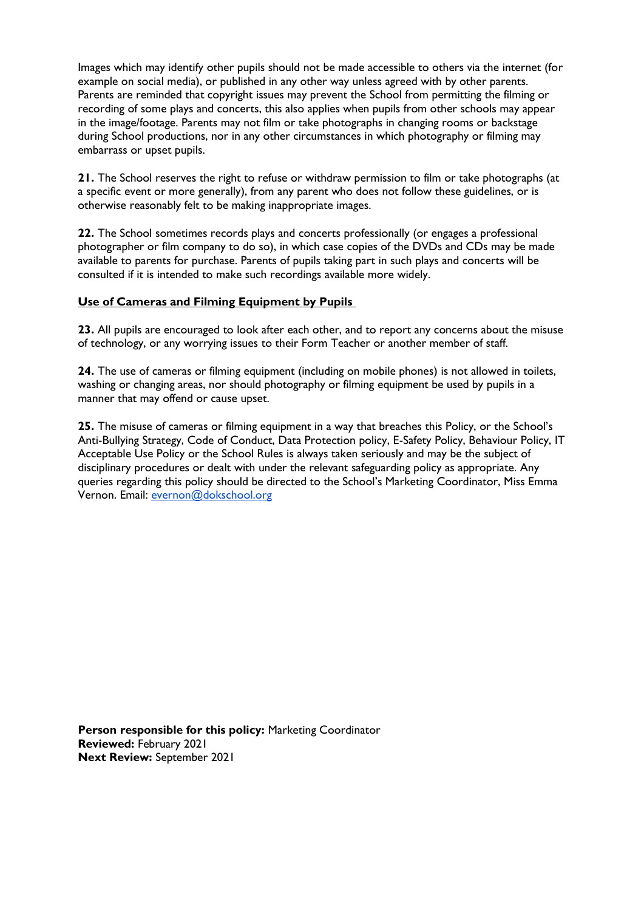Images which may identify other pupils should not be made accessible to others via the internet (for example on social media), or published in any other way unless agreed with by other parents. Parents are reminded that copyright issues may prevent the School from permitting the filming or recording of some plays and concerts, this also applies when pupils from other schools may appear in the image/footage. Parents may not film or take photographs in changing rooms or backstage during School productions, nor in any other circumstances in which photography or filming may embarrass or upset pupils.

**21.** The School reserves the right to refuse or withdraw permission to film or take photographs (at a specific event or more generally), from any parent who does not follow these guidelines, or is otherwise reasonably felt to be making inappropriate images.

**22.** The School sometimes records plays and concerts professionally (or engages a professional photographer or film company to do so), in which case copies of the DVDs and CDs may be made available to parents for purchase. Parents of pupils taking part in such plays and concerts will be consulted if it is intended to make such recordings available more widely.

## Use of Cameras and Filming Equipment by Pupils

**23.** All pupils are encouraged to look after each other, and to report any concerns about the misuse of technology, or any worrying issues to their Form Teacher or another member of staff.

**24.** The use of cameras or filming equipment (including on mobile phones) is not allowed in toilets, washing or changing areas, nor should photography or filming equipment be used by pupils in a manner that may offend or cause upset.

**25.** The misuse of cameras or filming equipment in a way that breaches this Policy, or the School's Anti-Bullying Strategy, Code of Conduct, Data Protection policy, E-Safety Policy, Behaviour Policy, IT Acceptable Use Policy or the School Rules is always taken seriously and may be the subject of disciplinary procedures or dealt with under the relevant safeguarding policy as appropriate. Any queries regarding this policy should be directed to the School's Marketing Coordinator, Miss Emma Vernon. Email: evernon@dokschool.org

**Person responsible for this policy:** Marketing Coordinator
**Reviewed:** February 2021
**Next Review:** September 2021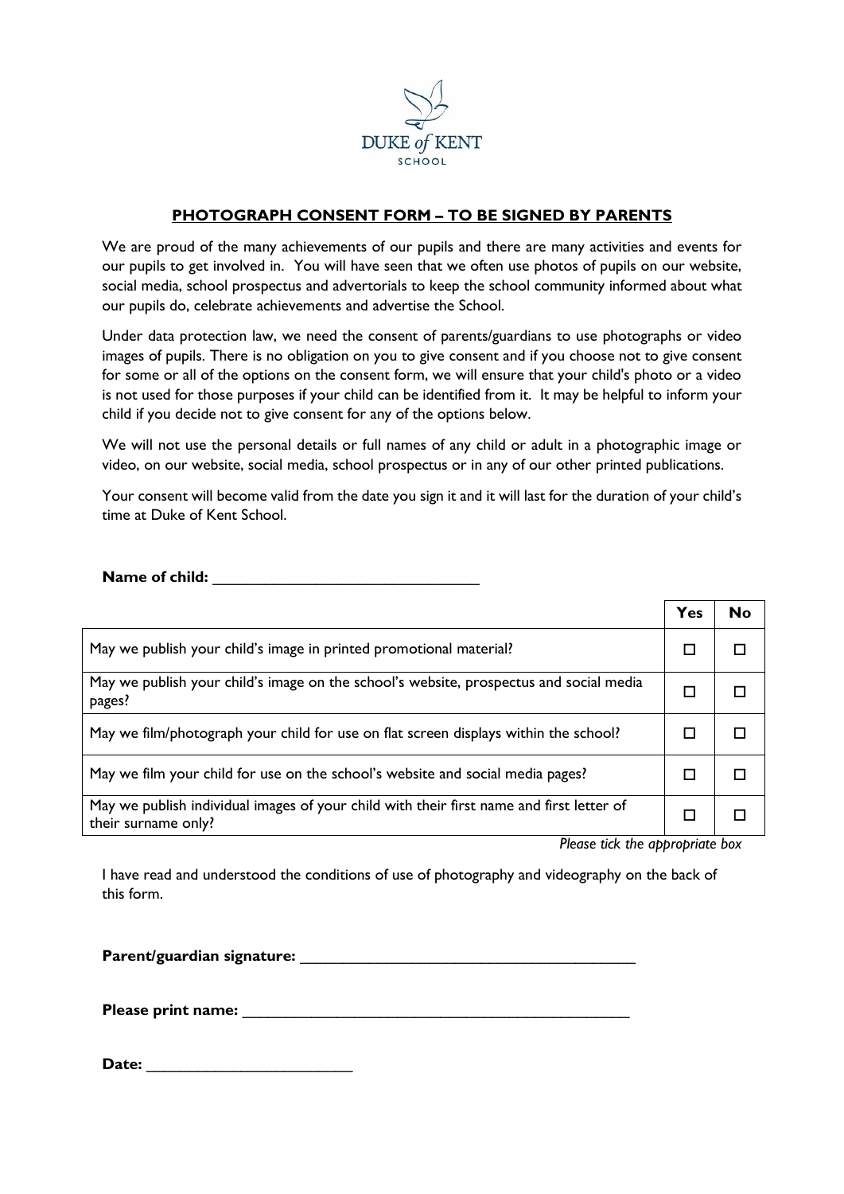DUKE of KENT

SCHOOL

## PHOTOGRAPH CONSENT FORM – TO BE SIGNED BY PARENTS

We are proud of the many achievements of our pupils and there are many activities and events for our pupils to get involved in. You will have seen that we often use photos of pupils on our website, social media, school prospectus and advertorials to keep the school community informed about what our pupils do, celebrate achievements and advertise the School.

Under data protection law, we need the consent of parents/guardians to use photographs or video images of pupils. There is no obligation on you to give consent and if you choose not to give consent for some or all of the options on the consent form, we will ensure that your child's photo or a video is not used for those purposes if your child can be identified from it. It may be helpful to inform your child if you decide not to give consent for any of the options below.

We will not use the personal details or full names of any child or adult in a photographic image or video, on our website, social media, school prospectus or in any of our other printed publications.

Your consent will become valid from the date you sign it and it will last for the duration of your child's time at Duke of Kent School.

**Name of child:** ________________________________

| | Yes | No |
|---|---|---|
| May we publish your child's image in printed promotional material? | ☐ | ☐ |
| May we publish your child's image on the school's website, prospectus and social media pages? | ☐ | ☐ |
| May we film/photograph your child for use on flat screen displays within the school? | ☐ | ☐ |
| May we film your child for use on the school's website and social media pages? | ☐ | ☐ |
| May we publish individual images of your child with their first name and first letter of their surname only? | ☐ | ☐ |

*Please tick the appropriate box*

I have read and understood the conditions of use of photography and videography on the back of this form.

**Parent/guardian signature:** ________________________________________

**Please print name:** ________________________________________________

**Date:** _________________________